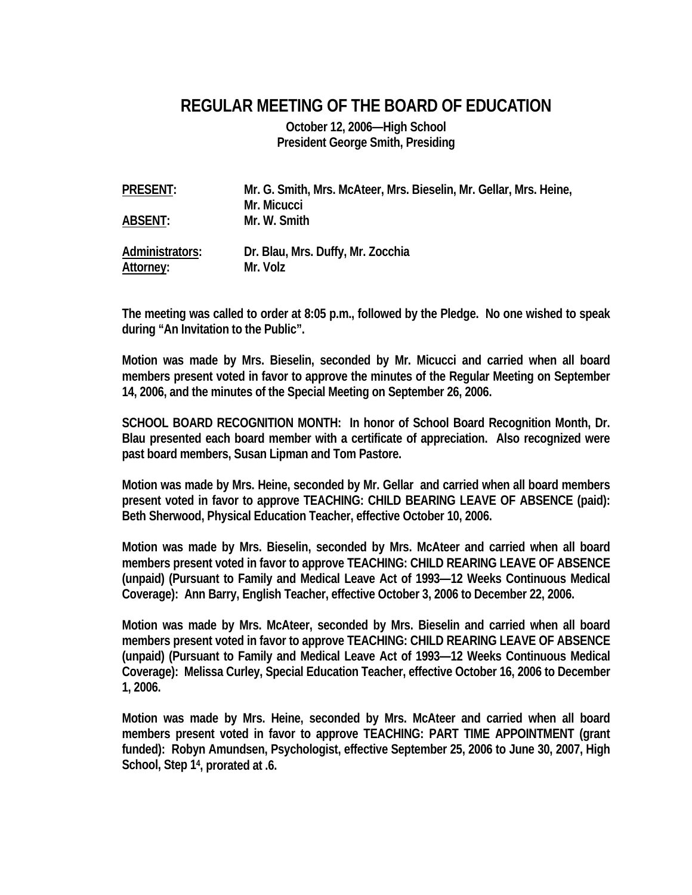# REGULAR MEETING OF THE BOARD OF EDUCATION

**October 12, 2006—High School**
**President George Smith, Presiding**

| | |
|---|---|
| **PRESENT:** | **Mr. G. Smith, Mrs. McAteer, Mrs. Bieselin, Mr. Gellar, Mrs. Heine, Mr. Micucci** |
| **ABSENT:** | **Mr. W. Smith** |
| **Administrators:** | **Dr. Blau, Mrs. Duffy, Mr. Zocchia** |
| **Attorney:** | **Mr. Volz** |

**The meeting was called to order at 8:05 p.m., followed by the Pledge. No one wished to speak during "An Invitation to the Public".**

**Motion was made by Mrs. Bieselin, seconded by Mr. Micucci and carried when all board members present voted in favor to approve the minutes of the Regular Meeting on September 14, 2006, and the minutes of the Special Meeting on September 26, 2006.**

**SCHOOL BOARD RECOGNITION MONTH: In honor of School Board Recognition Month, Dr. Blau presented each board member with a certificate of appreciation. Also recognized were past board members, Susan Lipman and Tom Pastore.**

**Motion was made by Mrs. Heine, seconded by Mr. Gellar and carried when all board members present voted in favor to approve TEACHING: CHILD BEARING LEAVE OF ABSENCE (paid): Beth Sherwood, Physical Education Teacher, effective October 10, 2006.**

**Motion was made by Mrs. Bieselin, seconded by Mrs. McAteer and carried when all board members present voted in favor to approve TEACHING: CHILD REARING LEAVE OF ABSENCE (unpaid) (Pursuant to Family and Medical Leave Act of 1993—12 Weeks Continuous Medical Coverage): Ann Barry, English Teacher, effective October 3, 2006 to December 22, 2006.**

**Motion was made by Mrs. McAteer, seconded by Mrs. Bieselin and carried when all board members present voted in favor to approve TEACHING: CHILD REARING LEAVE OF ABSENCE (unpaid) (Pursuant to Family and Medical Leave Act of 1993—12 Weeks Continuous Medical Coverage): Melissa Curley, Special Education Teacher, effective October 16, 2006 to December 1, 2006.**

**Motion was made by Mrs. Heine, seconded by Mrs. McAteer and carried when all board members present voted in favor to approve TEACHING: PART TIME APPOINTMENT (grant funded): Robyn Amundsen, Psychologist, effective September 25, 2006 to June 30, 2007, High School, Step 1[4], prorated at .6.**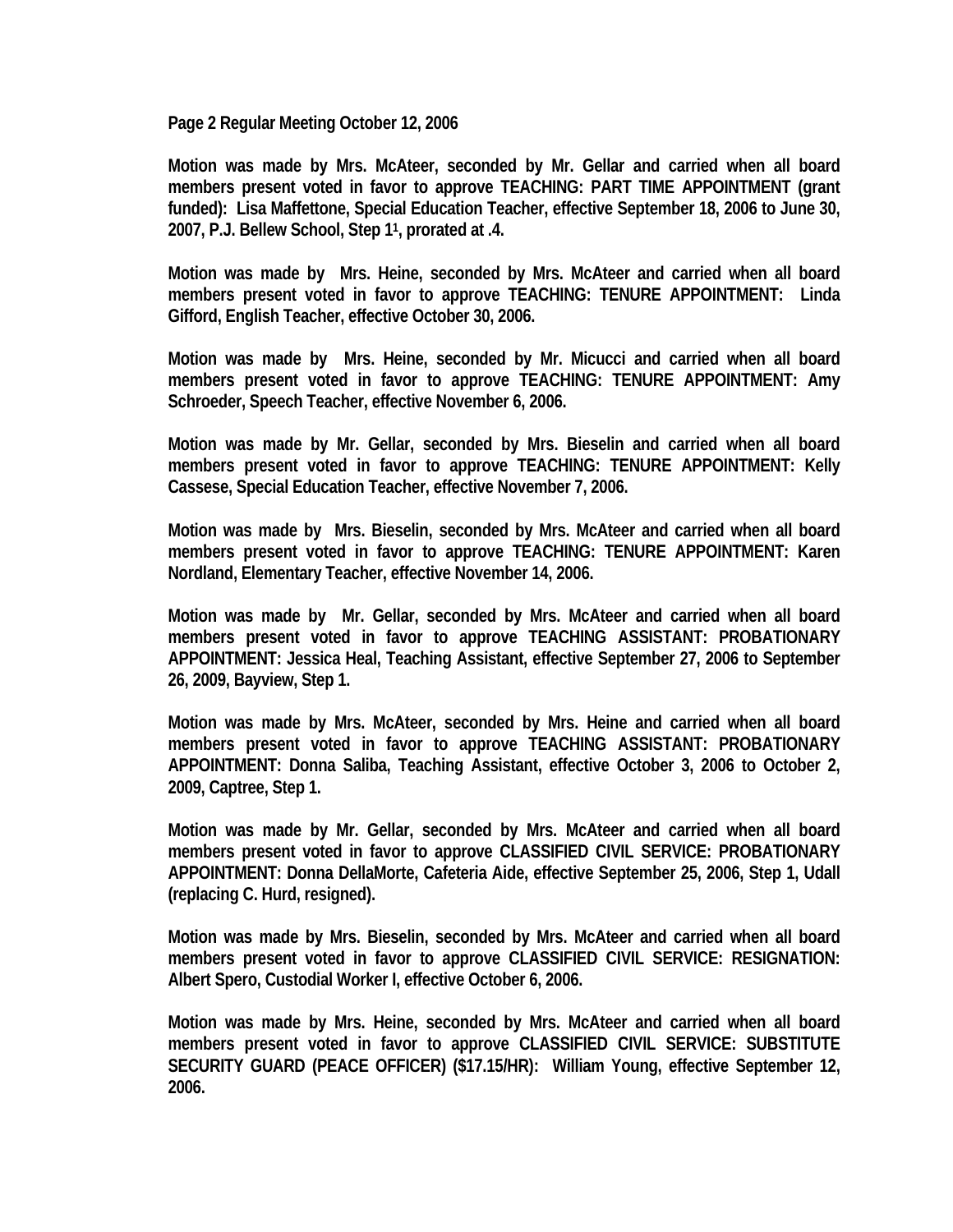Motion was made by Mrs. McAteer, seconded by Mr. Gellar and carried when all board members present voted in favor to approve TEACHING: PART TIME APPOINTMENT (grant funded): Lisa Maffettone, Special Education Teacher, effective September 18, 2006 to June 30, 2007, P.J. Bellew School, Step 1[1], prorated at .4.

Motion was made by Mrs. Heine, seconded by Mrs. McAteer and carried when all board members present voted in favor to approve TEACHING: TENURE APPOINTMENT: Linda Gifford, English Teacher, effective October 30, 2006.

Motion was made by Mrs. Heine, seconded by Mr. Micucci and carried when all board members present voted in favor to approve TEACHING: TENURE APPOINTMENT: Amy Schroeder, Speech Teacher, effective November 6, 2006.

Motion was made by Mr. Gellar, seconded by Mrs. Bieselin and carried when all board members present voted in favor to approve TEACHING: TENURE APPOINTMENT: Kelly Cassese, Special Education Teacher, effective November 7, 2006.

Motion was made by Mrs. Bieselin, seconded by Mrs. McAteer and carried when all board members present voted in favor to approve TEACHING: TENURE APPOINTMENT: Karen Nordland, Elementary Teacher, effective November 14, 2006.

Motion was made by Mr. Gellar, seconded by Mrs. McAteer and carried when all board members present voted in favor to approve TEACHING ASSISTANT: PROBATIONARY APPOINTMENT: Jessica Heal, Teaching Assistant, effective September 27, 2006 to September 26, 2009, Bayview, Step 1.

Motion was made by Mrs. McAteer, seconded by Mrs. Heine and carried when all board members present voted in favor to approve TEACHING ASSISTANT: PROBATIONARY APPOINTMENT: Donna Saliba, Teaching Assistant, effective October 3, 2006 to October 2, 2009, Captree, Step 1.

Motion was made by Mr. Gellar, seconded by Mrs. McAteer and carried when all board members present voted in favor to approve CLASSIFIED CIVIL SERVICE: PROBATIONARY APPOINTMENT: Donna DellaMorte, Cafeteria Aide, effective September 25, 2006, Step 1, Udall (replacing C. Hurd, resigned).

Motion was made by Mrs. Bieselin, seconded by Mrs. McAteer and carried when all board members present voted in favor to approve CLASSIFIED CIVIL SERVICE: RESIGNATION: Albert Spero, Custodial Worker I, effective October 6, 2006.

Motion was made by Mrs. Heine, seconded by Mrs. McAteer and carried when all board members present voted in favor to approve CLASSIFIED CIVIL SERVICE: SUBSTITUTE SECURITY GUARD (PEACE OFFICER) ($17.15/HR): William Young, effective September 12, 2006.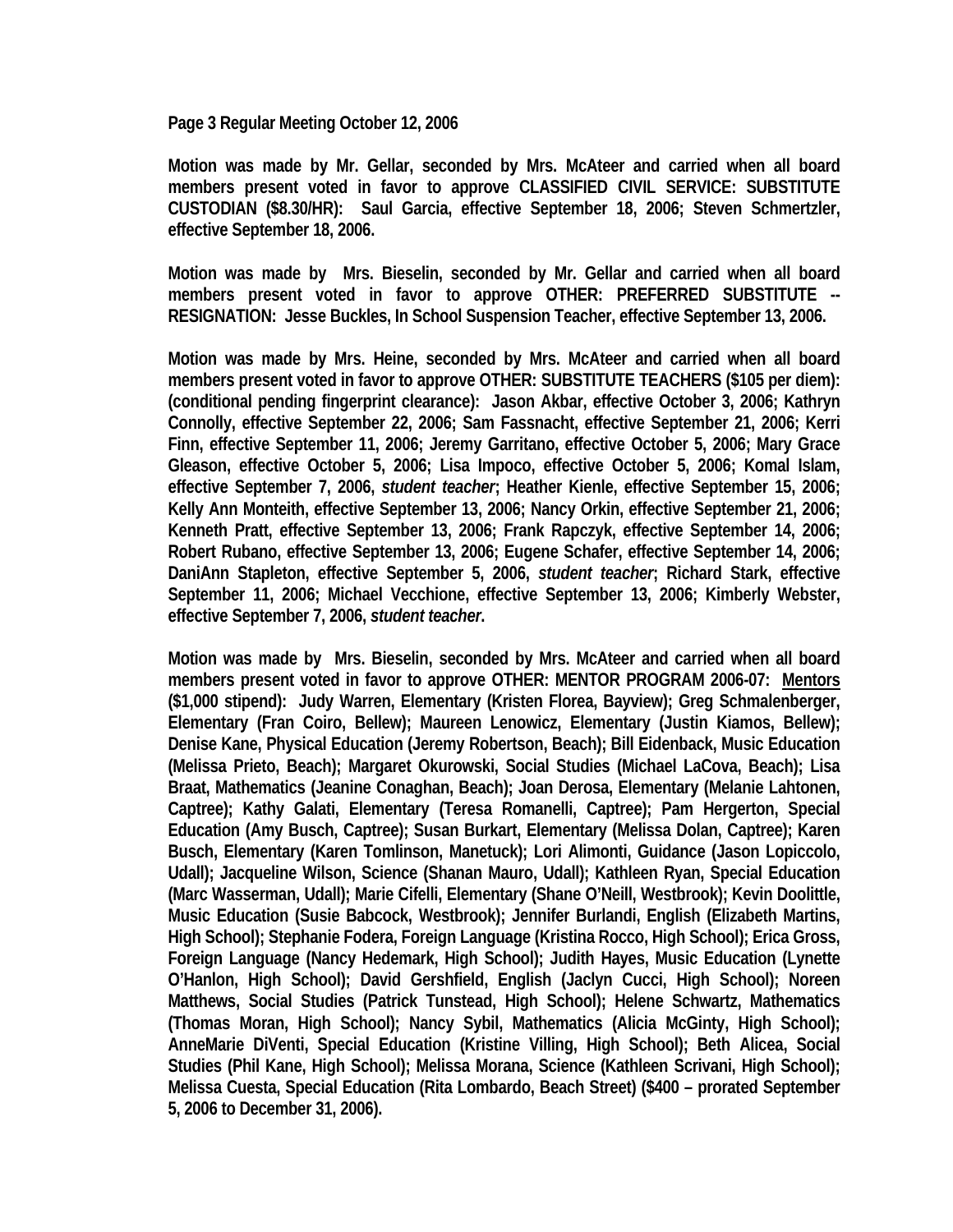**Motion was made by Mr. Gellar, seconded by Mrs. McAteer and carried when all board members present voted in favor to approve CLASSIFIED CIVIL SERVICE: SUBSTITUTE CUSTODIAN ($8.30/HR): Saul Garcia, effective September 18, 2006; Steven Schmertzler, effective September 18, 2006.**

**Motion was made by Mrs. Bieselin, seconded by Mr. Gellar and carried when all board members present voted in favor to approve OTHER: PREFERRED SUBSTITUTE -- RESIGNATION: Jesse Buckles, In School Suspension Teacher, effective September 13, 2006.**

**Motion was made by Mrs. Heine, seconded by Mrs. McAteer and carried when all board members present voted in favor to approve OTHER: SUBSTITUTE TEACHERS ($105 per diem): (conditional pending fingerprint clearance): Jason Akbar, effective October 3, 2006; Kathryn Connolly, effective September 22, 2006; Sam Fassnacht, effective September 21, 2006; Kerri Finn, effective September 11, 2006; Jeremy Garritano, effective October 5, 2006; Mary Grace Gleason, effective October 5, 2006; Lisa Impoco, effective October 5, 2006; Komal Islam, effective September 7, 2006, *student teacher*; Heather Kienle, effective September 15, 2006; Kelly Ann Monteith, effective September 13, 2006; Nancy Orkin, effective September 21, 2006; Kenneth Pratt, effective September 13, 2006; Frank Rapczyk, effective September 14, 2006; Robert Rubano, effective September 13, 2006; Eugene Schafer, effective September 14, 2006; DaniAnn Stapleton, effective September 5, 2006, *student teacher*; Richard Stark, effective September 11, 2006; Michael Vecchione, effective September 13, 2006; Kimberly Webster, effective September 7, 2006, *student teacher*.**

**Motion was made by Mrs. Bieselin, seconded by Mrs. McAteer and carried when all board members present voted in favor to approve OTHER: MENTOR PROGRAM 2006-07: <u>Mentors</u> ($1,000 stipend): Judy Warren, Elementary (Kristen Florea, Bayview); Greg Schmalenberger, Elementary (Fran Coiro, Bellew); Maureen Lenowicz, Elementary (Justin Kiamos, Bellew); Denise Kane, Physical Education (Jeremy Robertson, Beach); Bill Eidenback, Music Education (Melissa Prieto, Beach); Margaret Okurowski, Social Studies (Michael LaCova, Beach); Lisa Braat, Mathematics (Jeanine Conaghan, Beach); Joan Derosa, Elementary (Melanie Lahtonen, Captree); Kathy Galati, Elementary (Teresa Romanelli, Captree); Pam Hergerton, Special Education (Amy Busch, Captree); Susan Burkart, Elementary (Melissa Dolan, Captree); Karen Busch, Elementary (Karen Tomlinson, Manetuck); Lori Alimonti, Guidance (Jason Lopiccolo, Udall); Jacqueline Wilson, Science (Shanan Mauro, Udall); Kathleen Ryan, Special Education (Marc Wasserman, Udall); Marie Cifelli, Elementary (Shane O'Neill, Westbrook); Kevin Doolittle, Music Education (Susie Babcock, Westbrook); Jennifer Burlandi, English (Elizabeth Martins, High School); Stephanie Fodera, Foreign Language (Kristina Rocco, High School); Erica Gross, Foreign Language (Nancy Hedemark, High School); Judith Hayes, Music Education (Lynette O'Hanlon, High School); David Gershfield, English (Jaclyn Cucci, High School); Noreen Matthews, Social Studies (Patrick Tunstead, High School); Helene Schwartz, Mathematics (Thomas Moran, High School); Nancy Sybil, Mathematics (Alicia McGinty, High School); AnneMarie DiVenti, Special Education (Kristine Villing, High School); Beth Alicea, Social Studies (Phil Kane, High School); Melissa Morana, Science (Kathleen Scrivani, High School); Melissa Cuesta, Special Education (Rita Lombardo, Beach Street) ($400 – prorated September 5, 2006 to December 31, 2006).**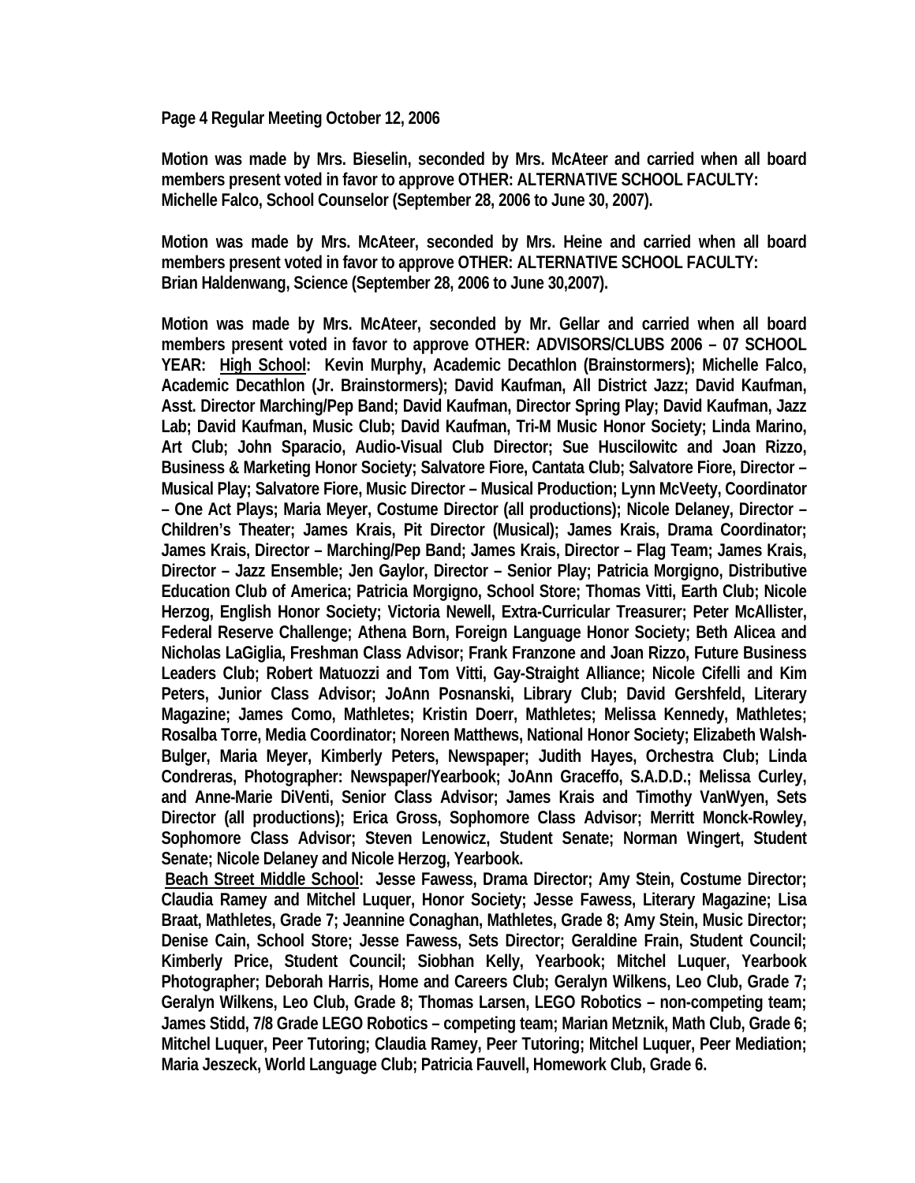Page 4 Regular Meeting October 12, 2006

**Motion was made by Mrs. Bieselin, seconded by Mrs. McAteer and carried when all board members present voted in favor to approve OTHER: ALTERNATIVE SCHOOL FACULTY: Michelle Falco, School Counselor (September 28, 2006 to June 30, 2007).**

**Motion was made by Mrs. McAteer, seconded by Mrs. Heine and carried when all board members present voted in favor to approve OTHER: ALTERNATIVE SCHOOL FACULTY: Brian Haldenwang, Science (September 28, 2006 to June 30,2007).**

**Motion was made by Mrs. McAteer, seconded by Mr. Gellar and carried when all board members present voted in favor to approve OTHER: ADVISORS/CLUBS 2006 – 07 SCHOOL YEAR: High School: Kevin Murphy, Academic Decathlon (Brainstormers); Michelle Falco, Academic Decathlon (Jr. Brainstormers); David Kaufman, All District Jazz; David Kaufman, Asst. Director Marching/Pep Band; David Kaufman, Director Spring Play; David Kaufman, Jazz Lab; David Kaufman, Music Club; David Kaufman, Tri-M Music Honor Society; Linda Marino, Art Club; John Sparacio, Audio-Visual Club Director; Sue Huscilowitc and Joan Rizzo, Business & Marketing Honor Society; Salvatore Fiore, Cantata Club; Salvatore Fiore, Director – Musical Play; Salvatore Fiore, Music Director – Musical Production; Lynn McVeety, Coordinator – One Act Plays; Maria Meyer, Costume Director (all productions); Nicole Delaney, Director – Children's Theater; James Krais, Pit Director (Musical); James Krais, Drama Coordinator; James Krais, Director – Marching/Pep Band; James Krais, Director – Flag Team; James Krais, Director – Jazz Ensemble; Jen Gaylor, Director – Senior Play; Patricia Morgigno, Distributive Education Club of America; Patricia Morgigno, School Store; Thomas Vitti, Earth Club; Nicole Herzog, English Honor Society; Victoria Newell, Extra-Curricular Treasurer; Peter McAllister, Federal Reserve Challenge; Athena Born, Foreign Language Honor Society; Beth Alicea and Nicholas LaGiglia, Freshman Class Advisor; Frank Franzone and Joan Rizzo, Future Business Leaders Club; Robert Matuozzi and Tom Vitti, Gay-Straight Alliance; Nicole Cifelli and Kim Peters, Junior Class Advisor; JoAnn Posnanski, Library Club; David Gershfeld, Literary Magazine; James Como, Mathletes; Kristin Doerr, Mathletes; Melissa Kennedy, Mathletes; Rosalba Torre, Media Coordinator; Noreen Matthews, National Honor Society; Elizabeth Walsh-Bulger, Maria Meyer, Kimberly Peters, Newspaper; Judith Hayes, Orchestra Club; Linda Condreras, Photographer: Newspaper/Yearbook; JoAnn Graceffo, S.A.D.D.; Melissa Curley, and Anne-Marie DiVenti, Senior Class Advisor; James Krais and Timothy VanWyen, Sets Director (all productions); Erica Gross, Sophomore Class Advisor; Merritt Monck-Rowley, Sophomore Class Advisor; Steven Lenowicz, Student Senate; Norman Wingert, Student Senate; Nicole Delaney and Nicole Herzog, Yearbook.**

**Beach Street Middle School: Jesse Fawess, Drama Director; Amy Stein, Costume Director; Claudia Ramey and Mitchel Luquer, Honor Society; Jesse Fawess, Literary Magazine; Lisa Braat, Mathletes, Grade 7; Jeannine Conaghan, Mathletes, Grade 8; Amy Stein, Music Director; Denise Cain, School Store; Jesse Fawess, Sets Director; Geraldine Frain, Student Council; Kimberly Price, Student Council; Siobhan Kelly, Yearbook; Mitchel Luquer, Yearbook Photographer; Deborah Harris, Home and Careers Club; Geralyn Wilkens, Leo Club, Grade 7; Geralyn Wilkens, Leo Club, Grade 8; Thomas Larsen, LEGO Robotics – non-competing team; James Stidd, 7/8 Grade LEGO Robotics – competing team; Marian Metznik, Math Club, Grade 6; Mitchel Luquer, Peer Tutoring; Claudia Ramey, Peer Tutoring; Mitchel Luquer, Peer Mediation; Maria Jeszeck, World Language Club; Patricia Fauvell, Homework Club, Grade 6.**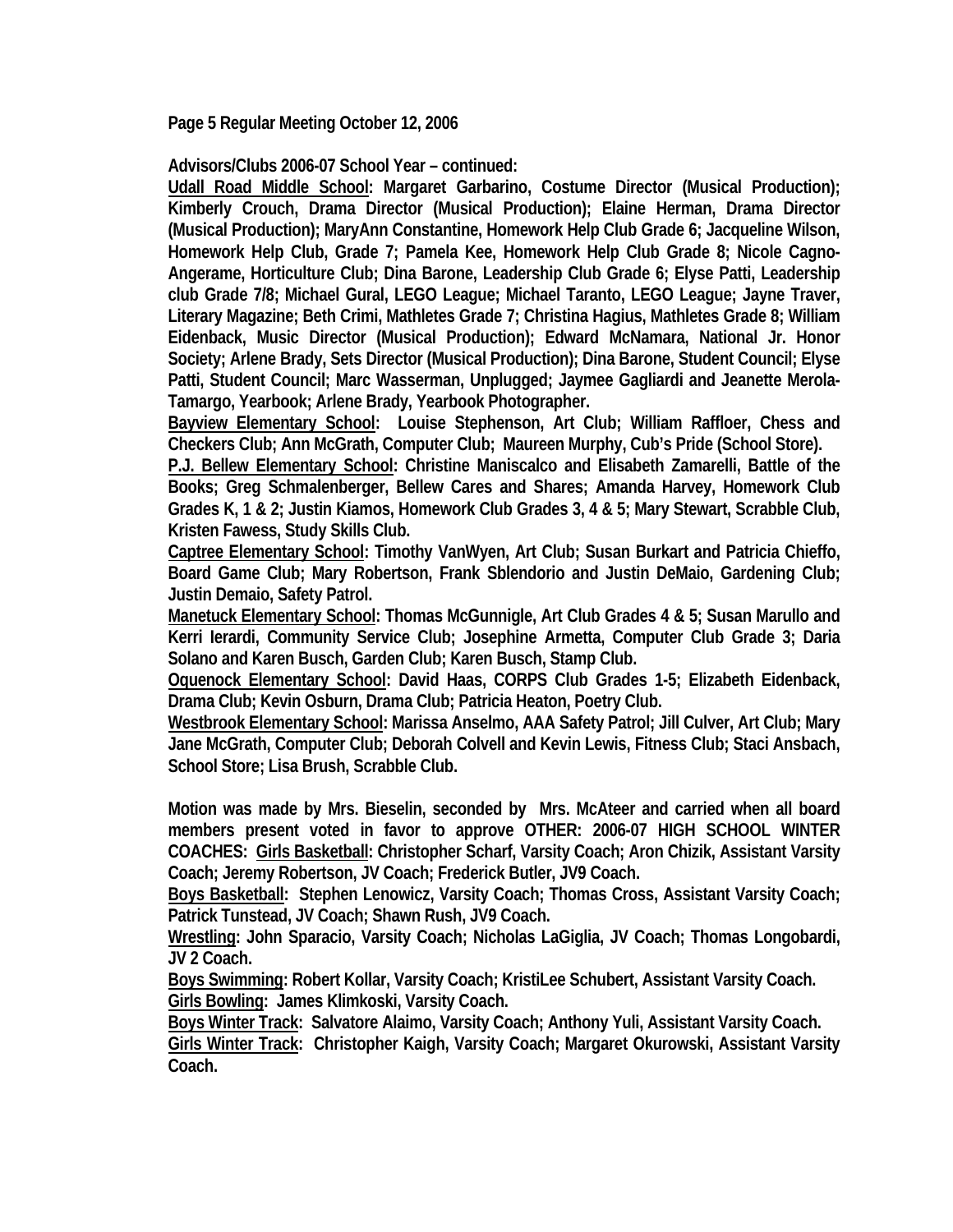**Page 5 Regular Meeting October 12, 2006**

**Advisors/Clubs 2006-07 School Year – continued:**

**Udall Road Middle School: Margaret Garbarino, Costume Director (Musical Production); Kimberly Crouch, Drama Director (Musical Production); Elaine Herman, Drama Director (Musical Production); MaryAnn Constantine, Homework Help Club Grade 6; Jacqueline Wilson, Homework Help Club, Grade 7; Pamela Kee, Homework Help Club Grade 8; Nicole Cagno-Angerame, Horticulture Club; Dina Barone, Leadership Club Grade 6; Elyse Patti, Leadership club Grade 7/8; Michael Gural, LEGO League; Michael Taranto, LEGO League; Jayne Traver, Literary Magazine; Beth Crimi, Mathletes Grade 7; Christina Hagius, Mathletes Grade 8; William Eidenback, Music Director (Musical Production); Edward McNamara, National Jr. Honor Society; Arlene Brady, Sets Director (Musical Production); Dina Barone, Student Council; Elyse Patti, Student Council; Marc Wasserman, Unplugged; Jaymee Gagliardi and Jeanette Merola-Tamargo, Yearbook; Arlene Brady, Yearbook Photographer.**

**Bayview Elementary School: Louise Stephenson, Art Club; William Raffloer, Chess and Checkers Club; Ann McGrath, Computer Club; Maureen Murphy, Cub's Pride (School Store).**

**P.J. Bellew Elementary School: Christine Maniscalco and Elisabeth Zamarelli, Battle of the Books; Greg Schmalenberger, Bellew Cares and Shares; Amanda Harvey, Homework Club Grades K, 1 & 2; Justin Kiamos, Homework Club Grades 3, 4 & 5; Mary Stewart, Scrabble Club, Kristen Fawess, Study Skills Club.**

**Captree Elementary School: Timothy VanWyen, Art Club; Susan Burkart and Patricia Chieffo, Board Game Club; Mary Robertson, Frank Sblendorio and Justin DeMaio, Gardening Club; Justin Demaio, Safety Patrol.**

**Manetuck Elementary School: Thomas McGunnigle, Art Club Grades 4 & 5; Susan Marullo and Kerri Ierardi, Community Service Club; Josephine Armetta, Computer Club Grade 3; Daria Solano and Karen Busch, Garden Club; Karen Busch, Stamp Club.**

**Oquenock Elementary School: David Haas, CORPS Club Grades 1-5; Elizabeth Eidenback, Drama Club; Kevin Osburn, Drama Club; Patricia Heaton, Poetry Club.**

**Westbrook Elementary School: Marissa Anselmo, AAA Safety Patrol; Jill Culver, Art Club; Mary Jane McGrath, Computer Club; Deborah Colvell and Kevin Lewis, Fitness Club; Staci Ansbach, School Store; Lisa Brush, Scrabble Club.**

**Motion was made by Mrs. Bieselin, seconded by Mrs. McAteer and carried when all board members present voted in favor to approve OTHER: 2006-07 HIGH SCHOOL WINTER COACHES: Girls Basketball: Christopher Scharf, Varsity Coach; Aron Chizik, Assistant Varsity Coach; Jeremy Robertson, JV Coach; Frederick Butler, JV9 Coach.**

**Boys Basketball: Stephen Lenowicz, Varsity Coach; Thomas Cross, Assistant Varsity Coach; Patrick Tunstead, JV Coach; Shawn Rush, JV9 Coach.**

**Wrestling: John Sparacio, Varsity Coach; Nicholas LaGiglia, JV Coach; Thomas Longobardi, JV 2 Coach.**

**Boys Swimming: Robert Kollar, Varsity Coach; KristiLee Schubert, Assistant Varsity Coach.**

**Girls Bowling: James Klimkoski, Varsity Coach.**

**Boys Winter Track: Salvatore Alaimo, Varsity Coach; Anthony Yuli, Assistant Varsity Coach.**

**Girls Winter Track: Christopher Kaigh, Varsity Coach; Margaret Okurowski, Assistant Varsity Coach.**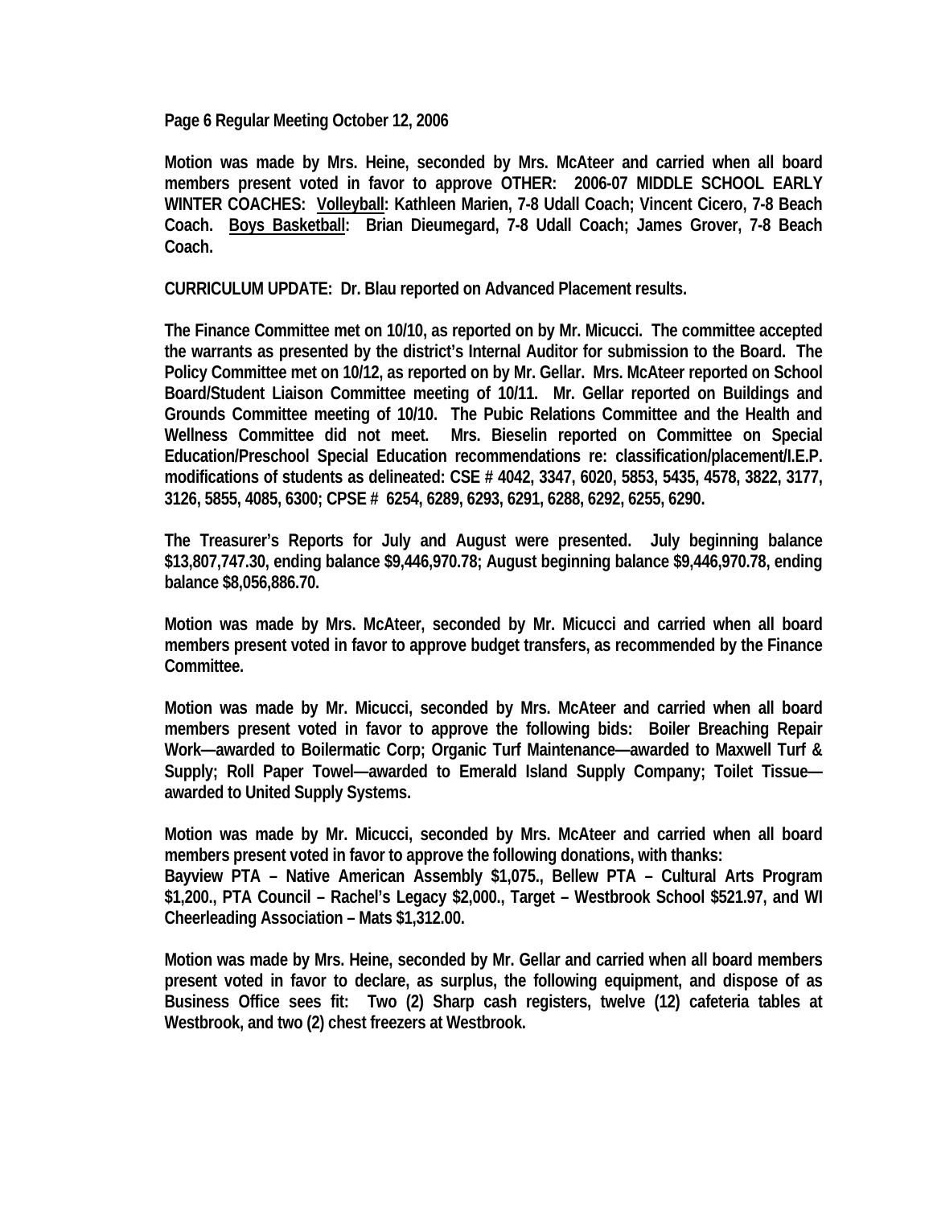**Page 6 Regular Meeting October 12, 2006**

**Motion was made by Mrs. Heine, seconded by Mrs. McAteer and carried when all board members present voted in favor to approve OTHER: 2006-07 MIDDLE SCHOOL EARLY WINTER COACHES: Volleyball: Kathleen Marien, 7-8 Udall Coach; Vincent Cicero, 7-8 Beach Coach. Boys Basketball: Brian Dieumegard, 7-8 Udall Coach; James Grover, 7-8 Beach Coach.**

**CURRICULUM UPDATE: Dr. Blau reported on Advanced Placement results.**

**The Finance Committee met on 10/10, as reported on by Mr. Micucci. The committee accepted the warrants as presented by the district's Internal Auditor for submission to the Board. The Policy Committee met on 10/12, as reported on by Mr. Gellar. Mrs. McAteer reported on School Board/Student Liaison Committee meeting of 10/11. Mr. Gellar reported on Buildings and Grounds Committee meeting of 10/10. The Pubic Relations Committee and the Health and Wellness Committee did not meet. Mrs. Bieselin reported on Committee on Special Education/Preschool Special Education recommendations re: classification/placement/I.E.P. modifications of students as delineated: CSE # 4042, 3347, 6020, 5853, 5435, 4578, 3822, 3177, 3126, 5855, 4085, 6300; CPSE # 6254, 6289, 6293, 6291, 6288, 6292, 6255, 6290.**

**The Treasurer's Reports for July and August were presented. July beginning balance $13,807,747.30, ending balance $9,446,970.78; August beginning balance $9,446,970.78, ending balance $8,056,886.70.**

**Motion was made by Mrs. McAteer, seconded by Mr. Micucci and carried when all board members present voted in favor to approve budget transfers, as recommended by the Finance Committee.**

**Motion was made by Mr. Micucci, seconded by Mrs. McAteer and carried when all board members present voted in favor to approve the following bids: Boiler Breaching Repair Work—awarded to Boilermatic Corp; Organic Turf Maintenance—awarded to Maxwell Turf & Supply; Roll Paper Towel—awarded to Emerald Island Supply Company; Toilet Tissue—awarded to United Supply Systems.**

**Motion was made by Mr. Micucci, seconded by Mrs. McAteer and carried when all board members present voted in favor to approve the following donations, with thanks:**
**Bayview PTA – Native American Assembly $1,075., Bellew PTA – Cultural Arts Program $1,200., PTA Council – Rachel's Legacy $2,000., Target – Westbrook School $521.97, and WI Cheerleading Association – Mats $1,312.00.**

**Motion was made by Mrs. Heine, seconded by Mr. Gellar and carried when all board members present voted in favor to declare, as surplus, the following equipment, and dispose of as Business Office sees fit: Two (2) Sharp cash registers, twelve (12) cafeteria tables at Westbrook, and two (2) chest freezers at Westbrook.**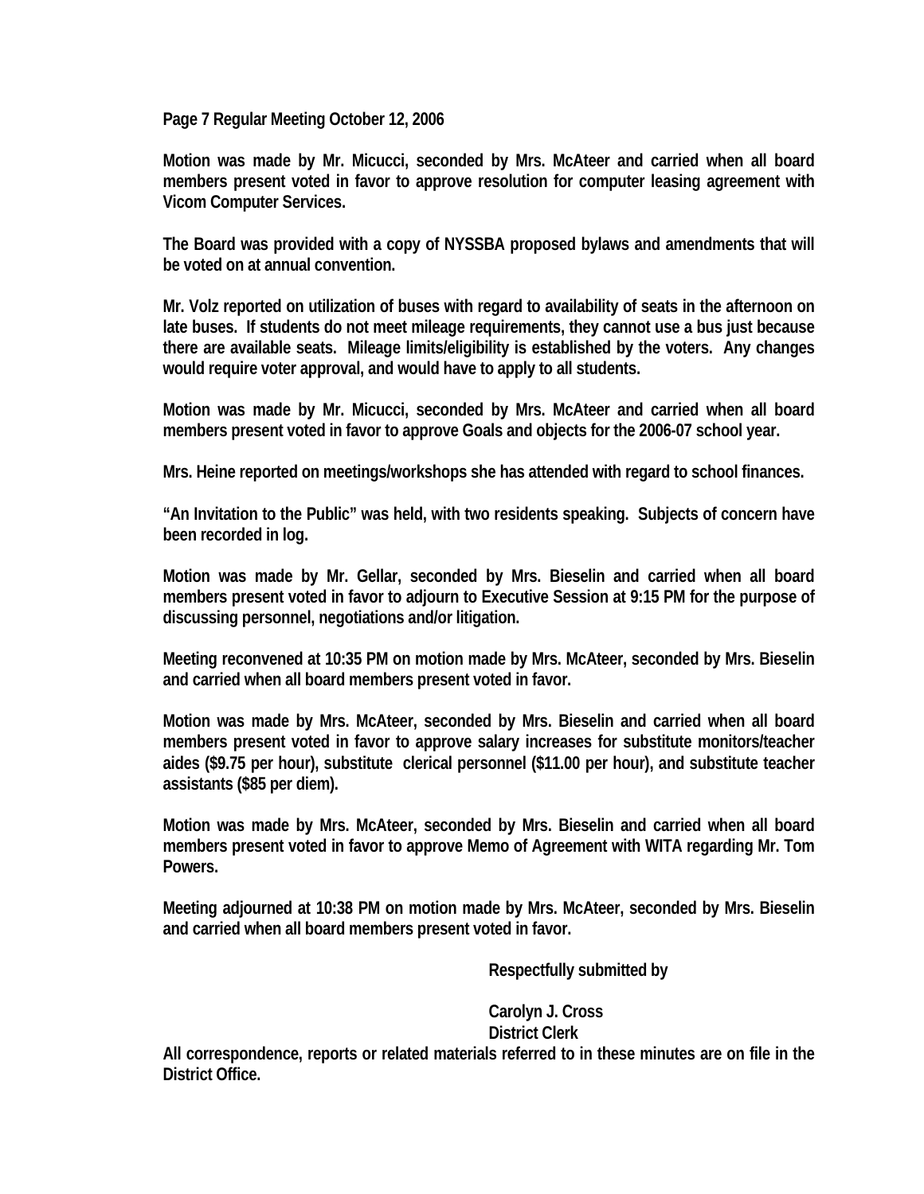**Page 7 Regular Meeting October 12, 2006**

**Motion was made by Mr. Micucci, seconded by Mrs. McAteer and carried when all board members present voted in favor to approve resolution for computer leasing agreement with Vicom Computer Services.**

**The Board was provided with a copy of NYSSBA proposed bylaws and amendments that will be voted on at annual convention.**

**Mr. Volz reported on utilization of buses with regard to availability of seats in the afternoon on late buses. If students do not meet mileage requirements, they cannot use a bus just because there are available seats. Mileage limits/eligibility is established by the voters. Any changes would require voter approval, and would have to apply to all students.**

**Motion was made by Mr. Micucci, seconded by Mrs. McAteer and carried when all board members present voted in favor to approve Goals and objects for the 2006-07 school year.**

**Mrs. Heine reported on meetings/workshops she has attended with regard to school finances.**

**"An Invitation to the Public" was held, with two residents speaking. Subjects of concern have been recorded in log.**

**Motion was made by Mr. Gellar, seconded by Mrs. Bieselin and carried when all board members present voted in favor to adjourn to Executive Session at 9:15 PM for the purpose of discussing personnel, negotiations and/or litigation.**

**Meeting reconvened at 10:35 PM on motion made by Mrs. McAteer, seconded by Mrs. Bieselin and carried when all board members present voted in favor.**

**Motion was made by Mrs. McAteer, seconded by Mrs. Bieselin and carried when all board members present voted in favor to approve salary increases for substitute monitors/teacher aides ($9.75 per hour), substitute clerical personnel ($11.00 per hour), and substitute teacher assistants ($85 per diem).**

**Motion was made by Mrs. McAteer, seconded by Mrs. Bieselin and carried when all board members present voted in favor to approve Memo of Agreement with WITA regarding Mr. Tom Powers.**

**Meeting adjourned at 10:38 PM on motion made by Mrs. McAteer, seconded by Mrs. Bieselin and carried when all board members present voted in favor.**

**Respectfully submitted by**

**Carolyn J. Cross**
**District Clerk**

**All correspondence, reports or related materials referred to in these minutes are on file in the District Office.**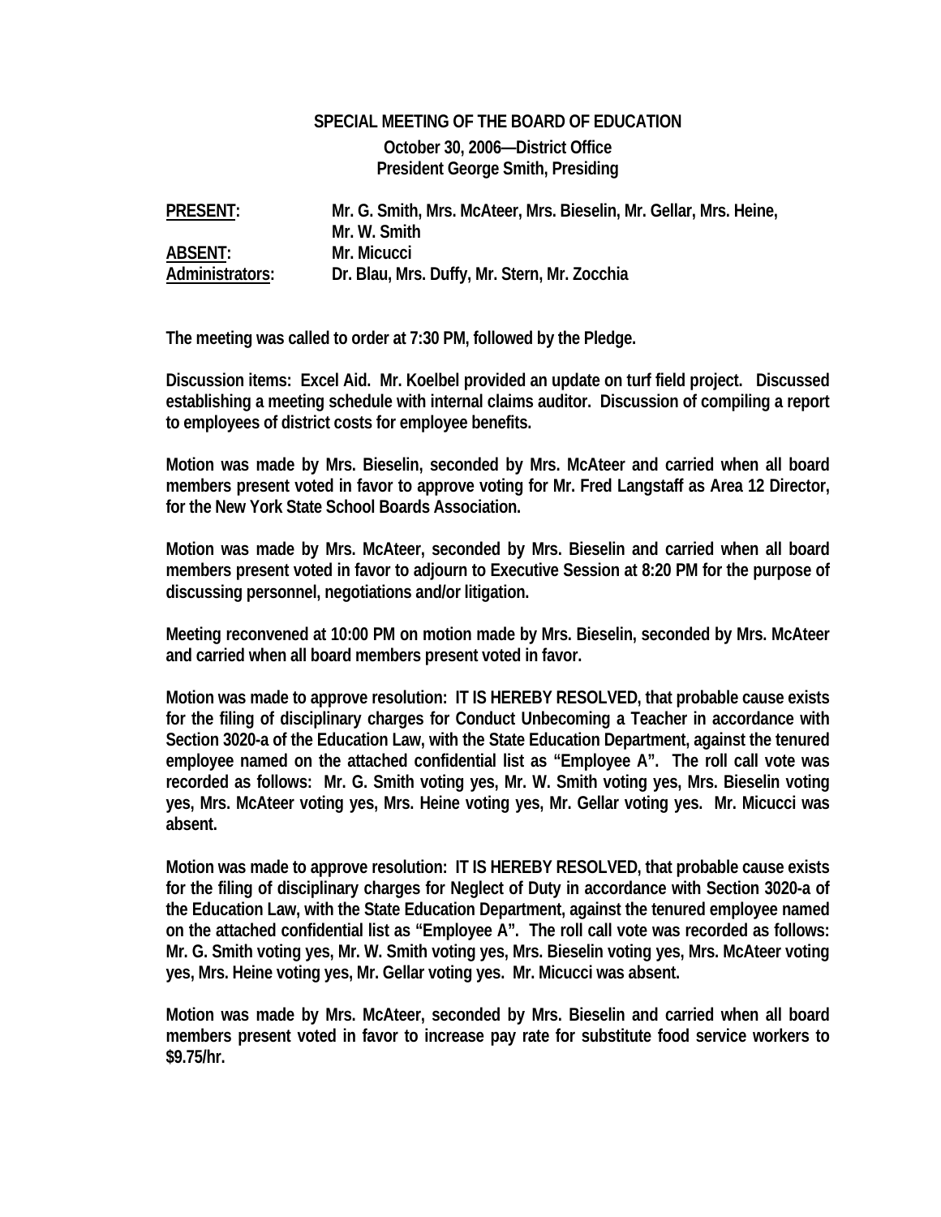**SPECIAL MEETING OF THE BOARD OF EDUCATION**

**October 30, 2006—District Office**
**President George Smith, Presiding**

| | |
|---|---|
| **PRESENT:** | **Mr. G. Smith, Mrs. McAteer, Mrs. Bieselin, Mr. Gellar, Mrs. Heine, Mr. W. Smith** |
| **ABSENT:** | **Mr. Micucci** |
| **Administrators:** | **Dr. Blau, Mrs. Duffy, Mr. Stern, Mr. Zocchia** |

**The meeting was called to order at 7:30 PM, followed by the Pledge.**

**Discussion items: Excel Aid. Mr. Koelbel provided an update on turf field project. Discussed establishing a meeting schedule with internal claims auditor. Discussion of compiling a report to employees of district costs for employee benefits.**

**Motion was made by Mrs. Bieselin, seconded by Mrs. McAteer and carried when all board members present voted in favor to approve voting for Mr. Fred Langstaff as Area 12 Director, for the New York State School Boards Association.**

**Motion was made by Mrs. McAteer, seconded by Mrs. Bieselin and carried when all board members present voted in favor to adjourn to Executive Session at 8:20 PM for the purpose of discussing personnel, negotiations and/or litigation.**

**Meeting reconvened at 10:00 PM on motion made by Mrs. Bieselin, seconded by Mrs. McAteer and carried when all board members present voted in favor.**

**Motion was made to approve resolution: IT IS HEREBY RESOLVED, that probable cause exists for the filing of disciplinary charges for Conduct Unbecoming a Teacher in accordance with Section 3020-a of the Education Law, with the State Education Department, against the tenured employee named on the attached confidential list as "Employee A". The roll call vote was recorded as follows: Mr. G. Smith voting yes, Mr. W. Smith voting yes, Mrs. Bieselin voting yes, Mrs. McAteer voting yes, Mrs. Heine voting yes, Mr. Gellar voting yes. Mr. Micucci was absent.**

**Motion was made to approve resolution: IT IS HEREBY RESOLVED, that probable cause exists for the filing of disciplinary charges for Neglect of Duty in accordance with Section 3020-a of the Education Law, with the State Education Department, against the tenured employee named on the attached confidential list as "Employee A". The roll call vote was recorded as follows: Mr. G. Smith voting yes, Mr. W. Smith voting yes, Mrs. Bieselin voting yes, Mrs. McAteer voting yes, Mrs. Heine voting yes, Mr. Gellar voting yes. Mr. Micucci was absent.**

**Motion was made by Mrs. McAteer, seconded by Mrs. Bieselin and carried when all board members present voted in favor to increase pay rate for substitute food service workers to $9.75/hr.**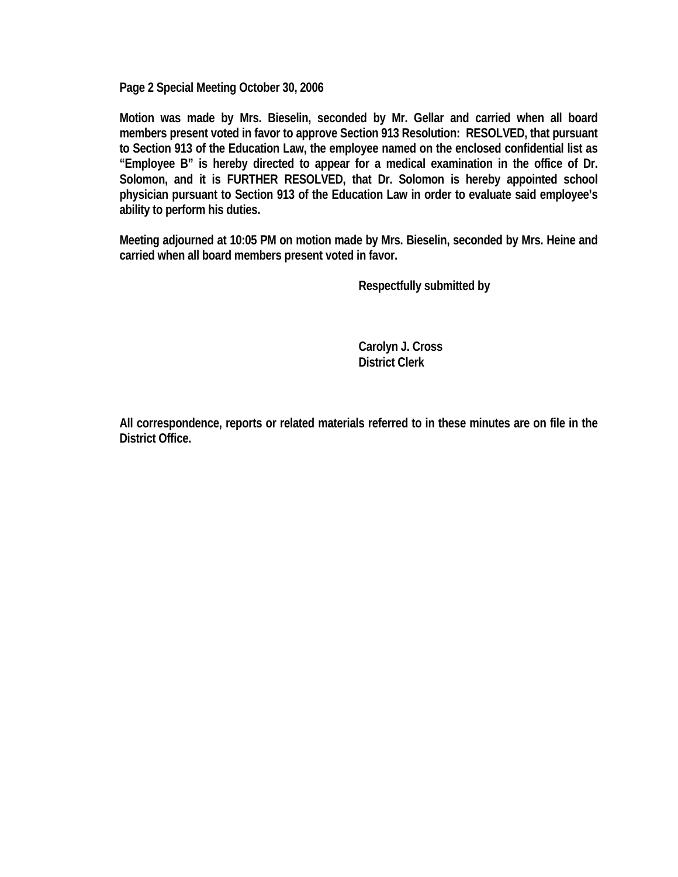**Page 2 Special Meeting October 30, 2006**

**Motion was made by Mrs. Bieselin, seconded by Mr. Gellar and carried when all board members present voted in favor to approve Section 913 Resolution: RESOLVED, that pursuant to Section 913 of the Education Law, the employee named on the enclosed confidential list as "Employee B" is hereby directed to appear for a medical examination in the office of Dr. Solomon, and it is FURTHER RESOLVED, that Dr. Solomon is hereby appointed school physician pursuant to Section 913 of the Education Law in order to evaluate said employee's ability to perform his duties.**

**Meeting adjourned at 10:05 PM on motion made by Mrs. Bieselin, seconded by Mrs. Heine and carried when all board members present voted in favor.**

**Respectfully submitted by**

**Carolyn J. Cross**
**District Clerk**

**All correspondence, reports or related materials referred to in these minutes are on file in the District Office.**